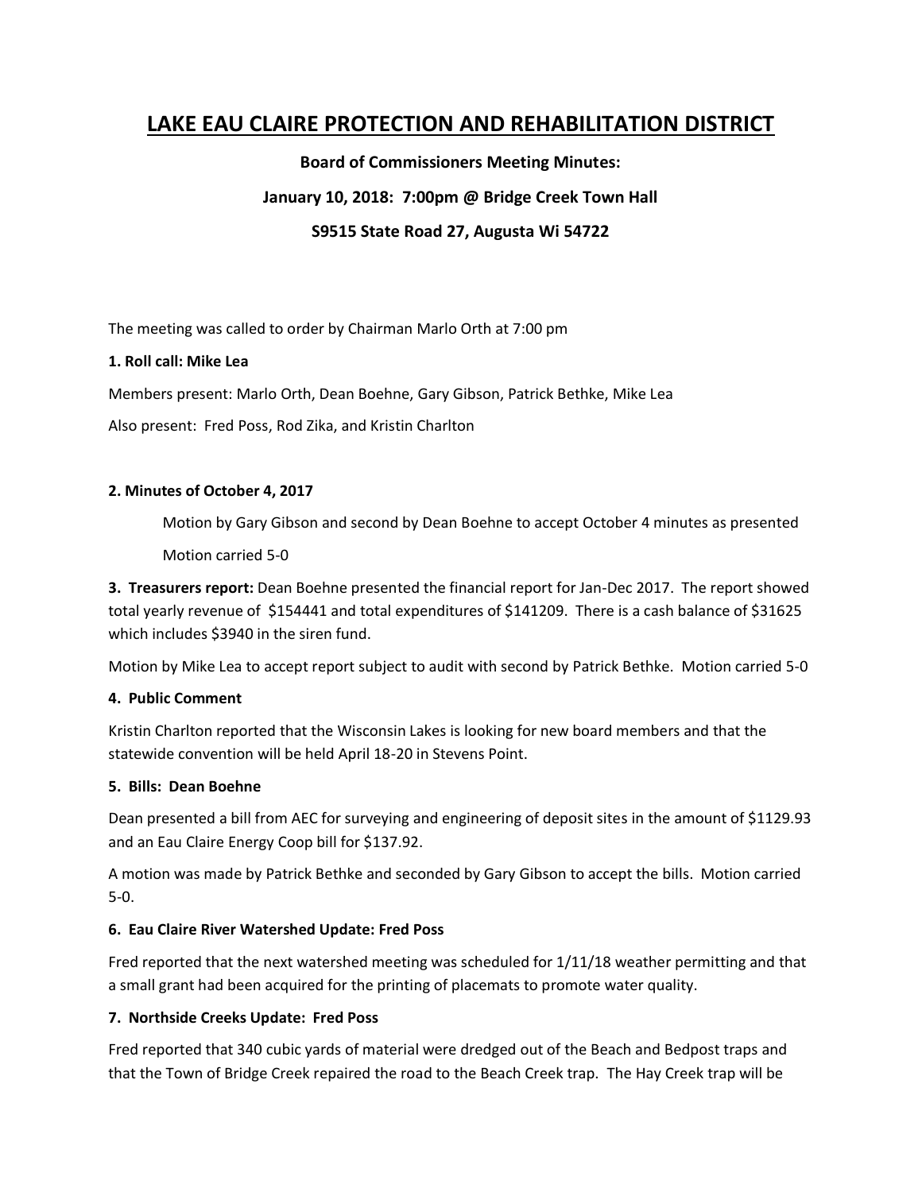# LAKE EAU CLAIRE PROTECTION AND REHABILITATION DISTRICT

**Board of Commissioners Meeting Minutes:**

**January 10, 2018: 7:00pm @ Bridge Creek Town Hall**

**S9515 State Road 27, Augusta Wi 54722**

The meeting was called to order by Chairman Marlo Orth at 7:00 pm

**1. Roll call: Mike Lea**

Members present: Marlo Orth, Dean Boehne, Gary Gibson, Patrick Bethke, Mike Lea

Also present: Fred Poss, Rod Zika, and Kristin Charlton

**2. Minutes of October 4, 2017**

Motion by Gary Gibson and second by Dean Boehne to accept October 4 minutes as presented

Motion carried 5-0

**3. Treasurers report:** Dean Boehne presented the financial report for Jan-Dec 2017. The report showed total yearly revenue of $154441 and total expenditures of $141209. There is a cash balance of $31625 which includes $3940 in the siren fund.

Motion by Mike Lea to accept report subject to audit with second by Patrick Bethke. Motion carried 5-0

**4. Public Comment**

Kristin Charlton reported that the Wisconsin Lakes is looking for new board members and that the statewide convention will be held April 18-20 in Stevens Point.

**5. Bills: Dean Boehne**

Dean presented a bill from AEC for surveying and engineering of deposit sites in the amount of $1129.93 and an Eau Claire Energy Coop bill for $137.92.

A motion was made by Patrick Bethke and seconded by Gary Gibson to accept the bills. Motion carried 5-0.

**6. Eau Claire River Watershed Update: Fred Poss**

Fred reported that the next watershed meeting was scheduled for 1/11/18 weather permitting and that a small grant had been acquired for the printing of placemats to promote water quality.

**7. Northside Creeks Update: Fred Poss**

Fred reported that 340 cubic yards of material were dredged out of the Beach and Bedpost traps and that the Town of Bridge Creek repaired the road to the Beach Creek trap. The Hay Creek trap will be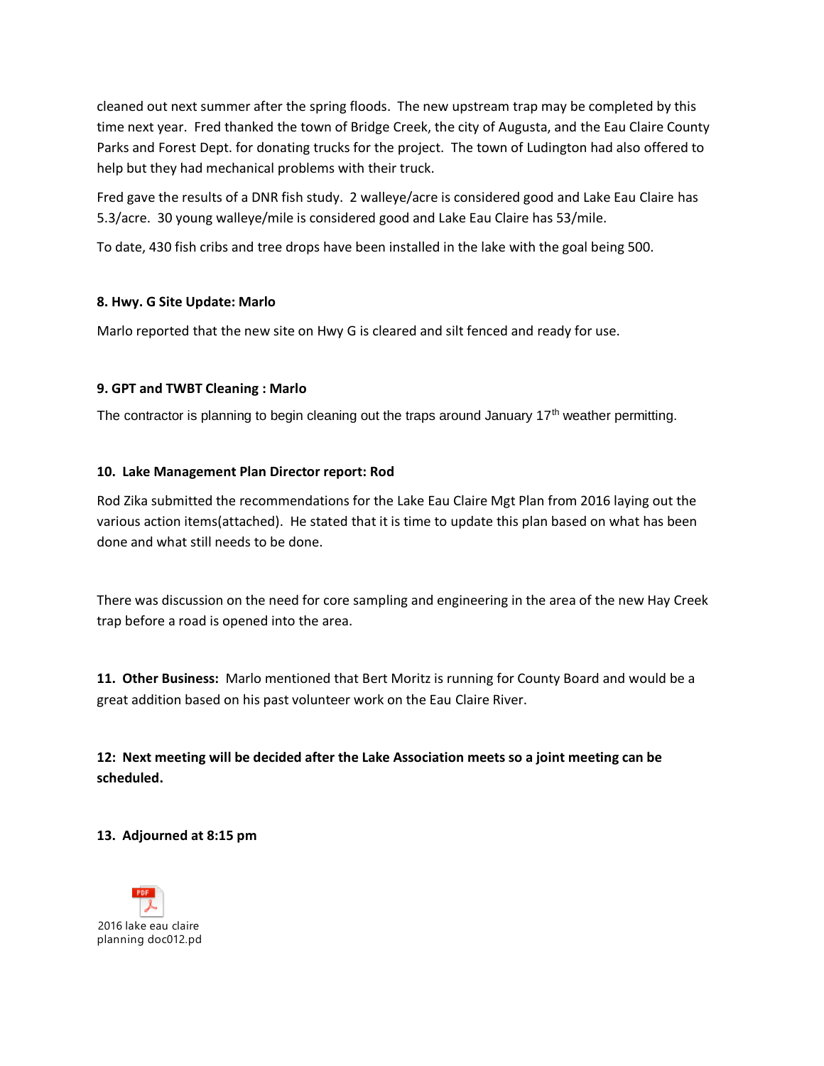cleaned out next summer after the spring floods. The new upstream trap may be completed by this time next year. Fred thanked the town of Bridge Creek, the city of Augusta, and the Eau Claire County Parks and Forest Dept. for donating trucks for the project. The town of Ludington had also offered to help but they had mechanical problems with their truck.

Fred gave the results of a DNR fish study. 2 walleye/acre is considered good and Lake Eau Claire has 5.3/acre. 30 young walleye/mile is considered good and Lake Eau Claire has 53/mile.

To date, 430 fish cribs and tree drops have been installed in the lake with the goal being 500.

**8. Hwy. G Site Update: Marlo**

Marlo reported that the new site on Hwy G is cleared and silt fenced and ready for use.

**9. GPT and TWBT Cleaning : Marlo**

The contractor is planning to begin cleaning out the traps around January 17th weather permitting.

**10. Lake Management Plan Director report: Rod**

Rod Zika submitted the recommendations for the Lake Eau Claire Mgt Plan from 2016 laying out the various action items(attached). He stated that it is time to update this plan based on what has been done and what still needs to be done.

There was discussion on the need for core sampling and engineering in the area of the new Hay Creek trap before a road is opened into the area.

**11. Other Business:** Marlo mentioned that Bert Moritz is running for County Board and would be a great addition based on his past volunteer work on the Eau Claire River.

**12: Next meeting will be decided after the Lake Association meets so a joint meeting can be scheduled.**

**13. Adjourned at 8:15 pm**

2016 lake eau claire planning doc012.pd